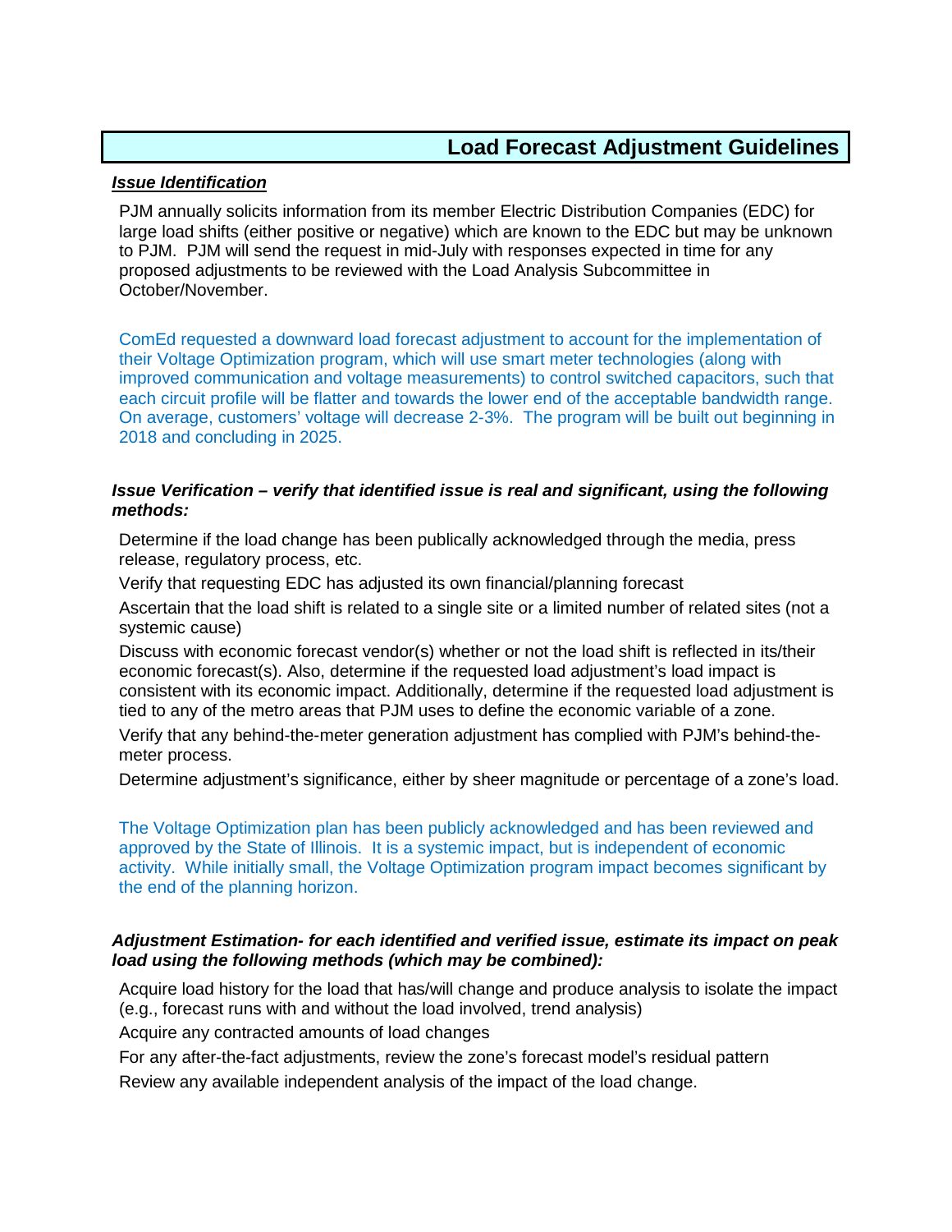# Load Forecast Adjustment Guidelines

***Issue Identification***

PJM annually solicits information from its member Electric Distribution Companies (EDC) for large load shifts (either positive or negative) which are known to the EDC but may be unknown to PJM. PJM will send the request in mid-July with responses expected in time for any proposed adjustments to be reviewed with the Load Analysis Subcommittee in October/November.

ComEd requested a downward load forecast adjustment to account for the implementation of their Voltage Optimization program, which will use smart meter technologies (along with improved communication and voltage measurements) to control switched capacitors, such that each circuit profile will be flatter and towards the lower end of the acceptable bandwidth range. On average, customers' voltage will decrease 2-3%. The program will be built out beginning in 2018 and concluding in 2025.

***Issue Verification – verify that identified issue is real and significant, using the following methods:***

Determine if the load change has been publically acknowledged through the media, press release, regulatory process, etc.

Verify that requesting EDC has adjusted its own financial/planning forecast

Ascertain that the load shift is related to a single site or a limited number of related sites (not a systemic cause)

Discuss with economic forecast vendor(s) whether or not the load shift is reflected in its/their economic forecast(s). Also, determine if the requested load adjustment's load impact is consistent with its economic impact. Additionally, determine if the requested load adjustment is tied to any of the metro areas that PJM uses to define the economic variable of a zone.

Verify that any behind-the-meter generation adjustment has complied with PJM's behind-the-meter process.

Determine adjustment's significance, either by sheer magnitude or percentage of a zone's load.

The Voltage Optimization plan has been publicly acknowledged and has been reviewed and approved by the State of Illinois. It is a systemic impact, but is independent of economic activity. While initially small, the Voltage Optimization program impact becomes significant by the end of the planning horizon.

***Adjustment Estimation- for each identified and verified issue, estimate its impact on peak load using the following methods (which may be combined):***

Acquire load history for the load that has/will change and produce analysis to isolate the impact (e.g., forecast runs with and without the load involved, trend analysis)

Acquire any contracted amounts of load changes

For any after-the-fact adjustments, review the zone's forecast model's residual pattern

Review any available independent analysis of the impact of the load change.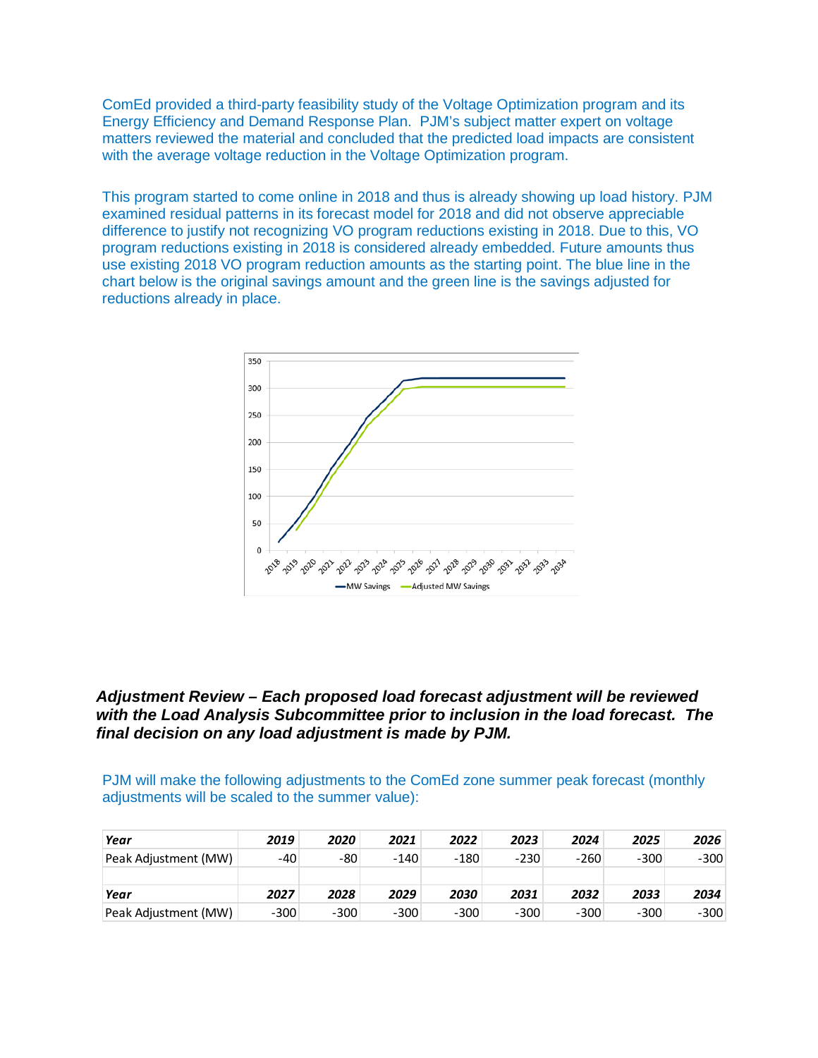ComEd provided a third-party feasibility study of the Voltage Optimization program and its Energy Efficiency and Demand Response Plan. PJM's subject matter expert on voltage matters reviewed the material and concluded that the predicted load impacts are consistent with the average voltage reduction in the Voltage Optimization program.

This program started to come online in 2018 and thus is already showing up load history. PJM examined residual patterns in its forecast model for 2018 and did not observe appreciable difference to justify not recognizing VO program reductions existing in 2018. Due to this, VO program reductions existing in 2018 is considered already embedded. Future amounts thus use existing 2018 VO program reduction amounts as the starting point. The blue line in the chart below is the original savings amount and the green line is the savings adjusted for reductions already in place.

350
300
250
200
150
100
50
0

2018 2019 2020 2021 2022 2023 2024 2025 2026 2027 2028 2029 2030 2031 2032 2033 2034

MW Savings    Adjusted MW Savings

***Adjustment Review – Each proposed load forecast adjustment will be reviewed with the Load Analysis Subcommittee prior to inclusion in the load forecast. The final decision on any load adjustment is made by PJM.***

PJM will make the following adjustments to the ComEd zone summer peak forecast (monthly adjustments will be scaled to the summer value):

| ***Year*** | ***2019*** | ***2020*** | ***2021*** | ***2022*** | ***2023*** | ***2024*** | ***2025*** | ***2026*** |
|---|---|---|---|---|---|---|---|---|
| Peak Adjustment (MW) | -40 | -80 | -140 | -180 | -230 | -260 | -300 | -300 |
| | | | | | | | | |
| ***Year*** | ***2027*** | ***2028*** | ***2029*** | ***2030*** | ***2031*** | ***2032*** | ***2033*** | ***2034*** |
| Peak Adjustment (MW) | -300 | -300 | -300 | -300 | -300 | -300 | -300 | -300 |